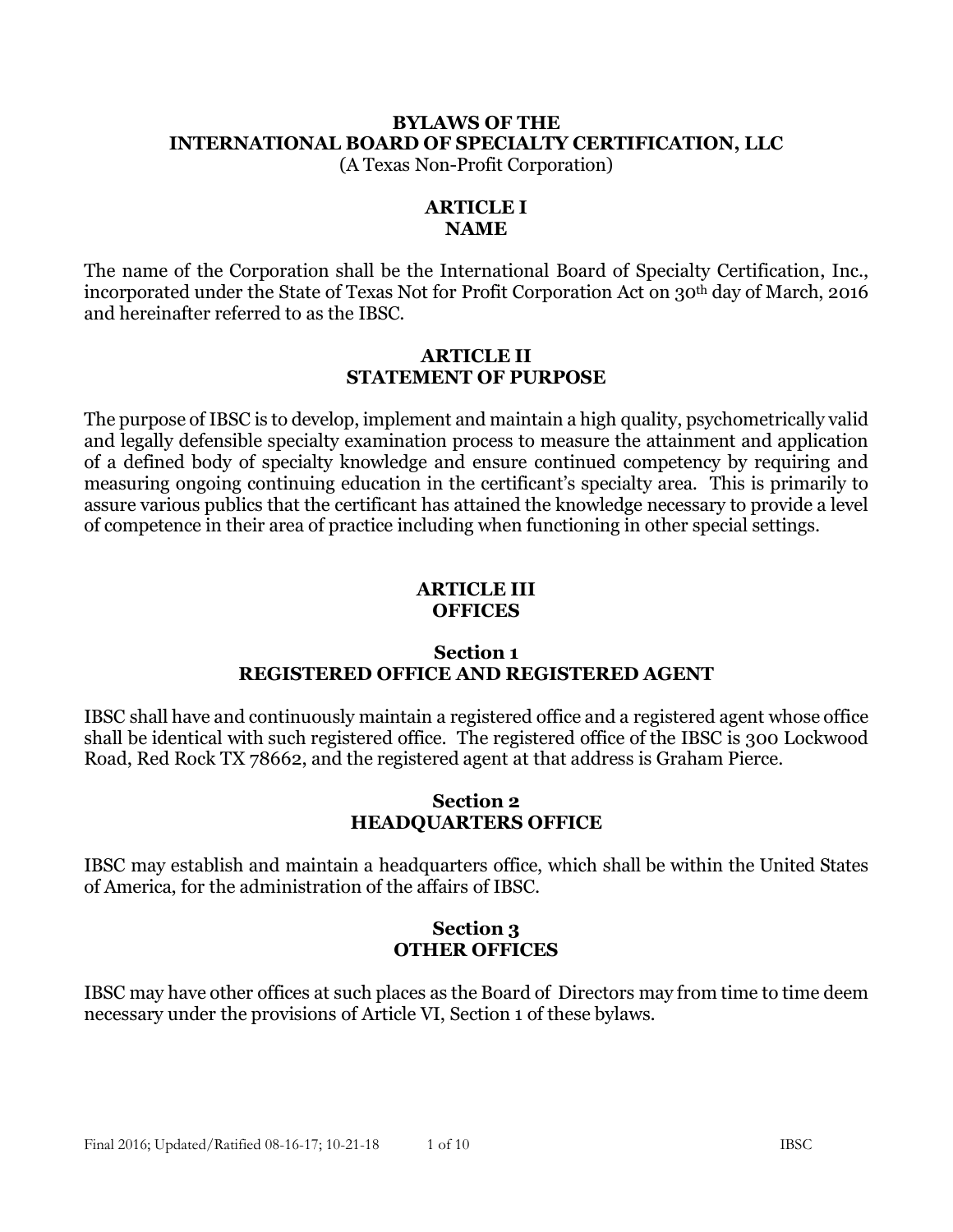# BYLAWS OF THE INTERNATIONAL BOARD OF SPECIALTY CERTIFICATION, LLC

(A Texas Non-Profit Corporation)

## ARTICLE I
## NAME

The name of the Corporation shall be the International Board of Specialty Certification, Inc., incorporated under the State of Texas Not for Profit Corporation Act on 30th day of March, 2016 and hereinafter referred to as the IBSC.

## ARTICLE II
## STATEMENT OF PURPOSE

The purpose of IBSC is to develop, implement and maintain a high quality, psychometrically valid and legally defensible specialty examination process to measure the attainment and application of a defined body of specialty knowledge and ensure continued competency by requiring and measuring ongoing continuing education in the certificant's specialty area. This is primarily to assure various publics that the certificant has attained the knowledge necessary to provide a level of competence in their area of practice including when functioning in other special settings.

## ARTICLE III
## OFFICES

### Section 1
### REGISTERED OFFICE AND REGISTERED AGENT

IBSC shall have and continuously maintain a registered office and a registered agent whose office shall be identical with such registered office. The registered office of the IBSC is 300 Lockwood Road, Red Rock TX 78662, and the registered agent at that address is Graham Pierce.

### Section 2
### HEADQUARTERS OFFICE

IBSC may establish and maintain a headquarters office, which shall be within the United States of America, for the administration of the affairs of IBSC.

### Section 3
### OTHER OFFICES

IBSC may have other offices at such places as the Board of Directors may from time to time deem necessary under the provisions of Article VI, Section 1 of these bylaws.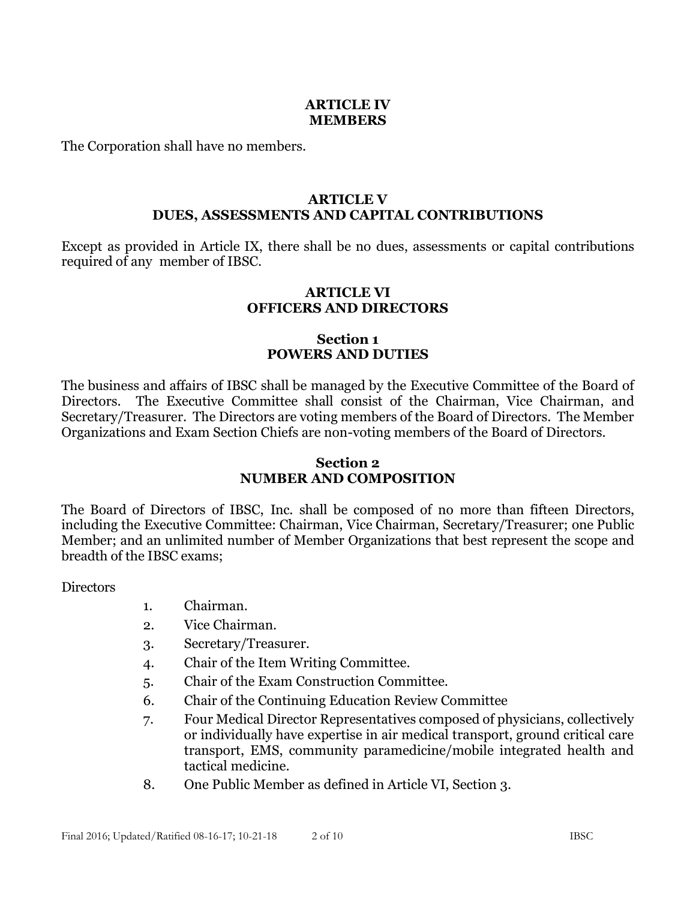## ARTICLE IV
## MEMBERS

The Corporation shall have no members.

## ARTICLE V
## DUES, ASSESSMENTS AND CAPITAL CONTRIBUTIONS

Except as provided in Article IX, there shall be no dues, assessments or capital contributions required of any member of IBSC.

## ARTICLE VI
## OFFICERS AND DIRECTORS

### Section 1
### POWERS AND DUTIES

The business and affairs of IBSC shall be managed by the Executive Committee of the Board of Directors. The Executive Committee shall consist of the Chairman, Vice Chairman, and Secretary/Treasurer. The Directors are voting members of the Board of Directors. The Member Organizations and Exam Section Chiefs are non-voting members of the Board of Directors.

### Section 2
### NUMBER AND COMPOSITION

The Board of Directors of IBSC, Inc. shall be composed of no more than fifteen Directors, including the Executive Committee: Chairman, Vice Chairman, Secretary/Treasurer; one Public Member; and an unlimited number of Member Organizations that best represent the scope and breadth of the IBSC exams;

Directors

1. Chairman.
2. Vice Chairman.
3. Secretary/Treasurer.
4. Chair of the Item Writing Committee.
5. Chair of the Exam Construction Committee.
6. Chair of the Continuing Education Review Committee
7. Four Medical Director Representatives composed of physicians, collectively or individually have expertise in air medical transport, ground critical care transport, EMS, community paramedicine/mobile integrated health and tactical medicine.
8. One Public Member as defined in Article VI, Section 3.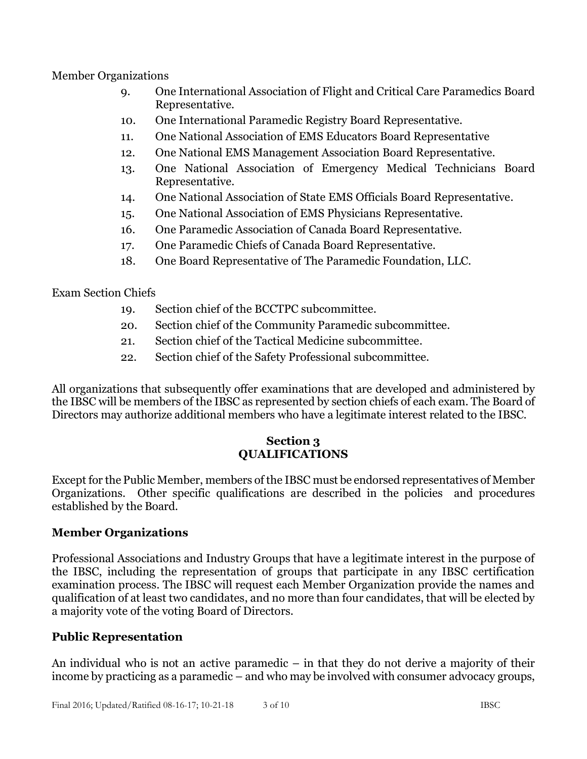Member Organizations

9. One International Association of Flight and Critical Care Paramedics Board Representative.
10. One International Paramedic Registry Board Representative.
11. One National Association of EMS Educators Board Representative
12. One National EMS Management Association Board Representative.
13. One National Association of Emergency Medical Technicians Board Representative.
14. One National Association of State EMS Officials Board Representative.
15. One National Association of EMS Physicians Representative.
16. One Paramedic Association of Canada Board Representative.
17. One Paramedic Chiefs of Canada Board Representative.
18. One Board Representative of The Paramedic Foundation, LLC.

Exam Section Chiefs

19. Section chief of the BCCTPC subcommittee.
20. Section chief of the Community Paramedic subcommittee.
21. Section chief of the Tactical Medicine subcommittee.
22. Section chief of the Safety Professional subcommittee.

All organizations that subsequently offer examinations that are developed and administered by the IBSC will be members of the IBSC as represented by section chiefs of each exam. The Board of Directors may authorize additional members who have a legitimate interest related to the IBSC.

## Section 3
## QUALIFICATIONS

Except for the Public Member, members of the IBSC must be endorsed representatives of Member Organizations. Other specific qualifications are described in the policies and procedures established by the Board.

### Member Organizations

Professional Associations and Industry Groups that have a legitimate interest in the purpose of the IBSC, including the representation of groups that participate in any IBSC certification examination process. The IBSC will request each Member Organization provide the names and qualification of at least two candidates, and no more than four candidates, that will be elected by a majority vote of the voting Board of Directors.

### Public Representation

An individual who is not an active paramedic – in that they do not derive a majority of their income by practicing as a paramedic – and who may be involved with consumer advocacy groups,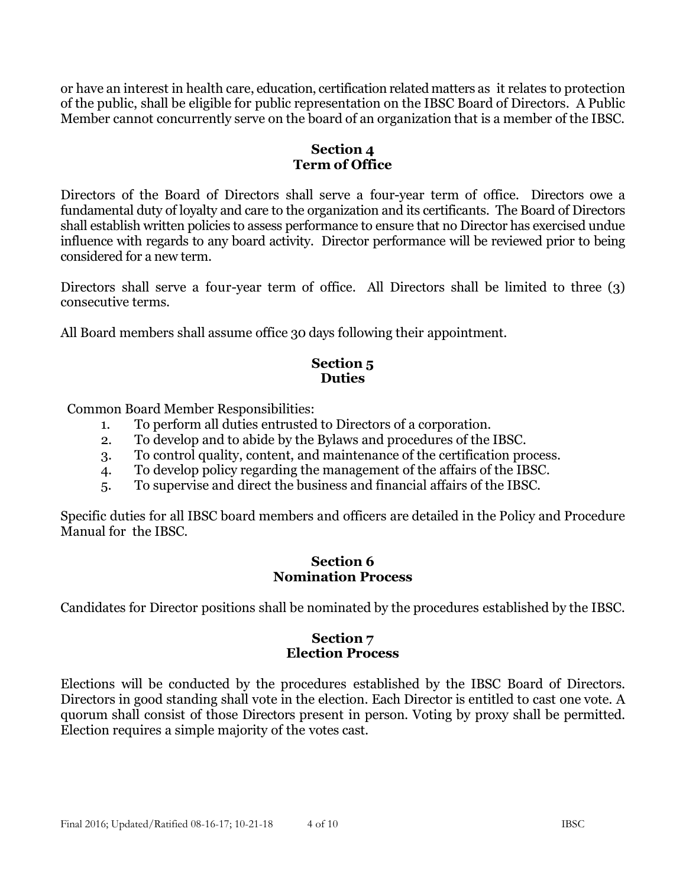or have an interest in health care, education, certification related matters as it relates to protection of the public, shall be eligible for public representation on the IBSC Board of Directors. A Public Member cannot concurrently serve on the board of an organization that is a member of the IBSC.

### Section 4
### Term of Office

Directors of the Board of Directors shall serve a four-year term of office. Directors owe a fundamental duty of loyalty and care to the organization and its certificants. The Board of Directors shall establish written policies to assess performance to ensure that no Director has exercised undue influence with regards to any board activity. Director performance will be reviewed prior to being considered for a new term.

Directors shall serve a four-year term of office. All Directors shall be limited to three (3) consecutive terms.

All Board members shall assume office 30 days following their appointment.

### Section 5
### Duties

Common Board Member Responsibilities:

1. To perform all duties entrusted to Directors of a corporation.
2. To develop and to abide by the Bylaws and procedures of the IBSC.
3. To control quality, content, and maintenance of the certification process.
4. To develop policy regarding the management of the affairs of the IBSC.
5. To supervise and direct the business and financial affairs of the IBSC.

Specific duties for all IBSC board members and officers are detailed in the Policy and Procedure Manual for the IBSC.

### Section 6
### Nomination Process

Candidates for Director positions shall be nominated by the procedures established by the IBSC.

### Section 7
### Election Process

Elections will be conducted by the procedures established by the IBSC Board of Directors. Directors in good standing shall vote in the election. Each Director is entitled to cast one vote. A quorum shall consist of those Directors present in person. Voting by proxy shall be permitted. Election requires a simple majority of the votes cast.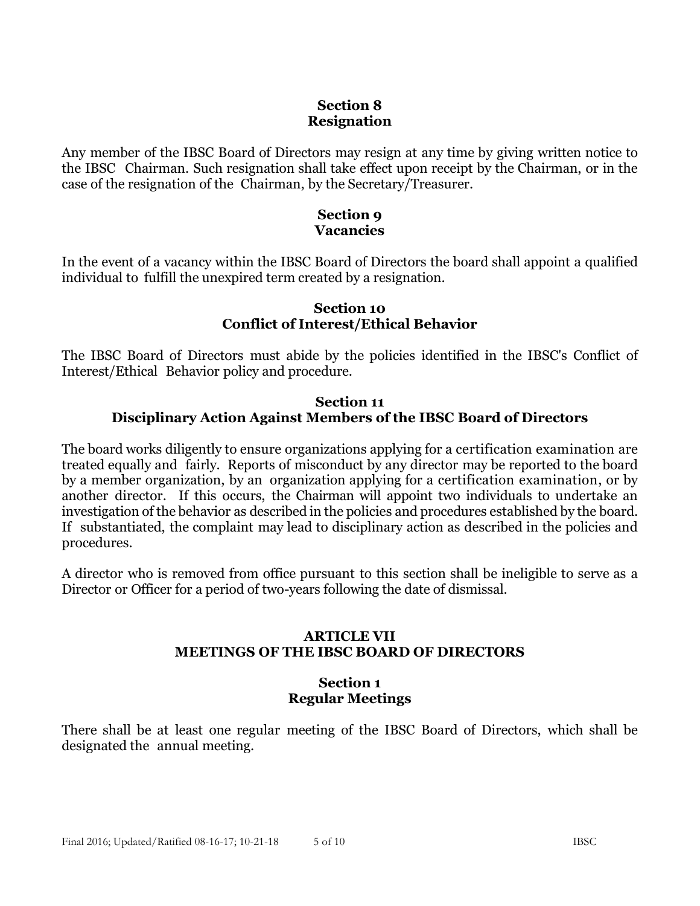### Section 8
### Resignation

Any member of the IBSC Board of Directors may resign at any time by giving written notice to the IBSC Chairman. Such resignation shall take effect upon receipt by the Chairman, or in the case of the resignation of the Chairman, by the Secretary/Treasurer.

### Section 9
### Vacancies

In the event of a vacancy within the IBSC Board of Directors the board shall appoint a qualified individual to fulfill the unexpired term created by a resignation.

### Section 10
### Conflict of Interest/Ethical Behavior

The IBSC Board of Directors must abide by the policies identified in the IBSC's Conflict of Interest/Ethical Behavior policy and procedure.

### Section 11
### Disciplinary Action Against Members of the IBSC Board of Directors

The board works diligently to ensure organizations applying for a certification examination are treated equally and fairly. Reports of misconduct by any director may be reported to the board by a member organization, by an organization applying for a certification examination, or by another director. If this occurs, the Chairman will appoint two individuals to undertake an investigation of the behavior as described in the policies and procedures established by the board. If substantiated, the complaint may lead to disciplinary action as described in the policies and procedures.

A director who is removed from office pursuant to this section shall be ineligible to serve as a Director or Officer for a period of two-years following the date of dismissal.

## ARTICLE VII
## MEETINGS OF THE IBSC BOARD OF DIRECTORS

### Section 1
### Regular Meetings

There shall be at least one regular meeting of the IBSC Board of Directors, which shall be designated the annual meeting.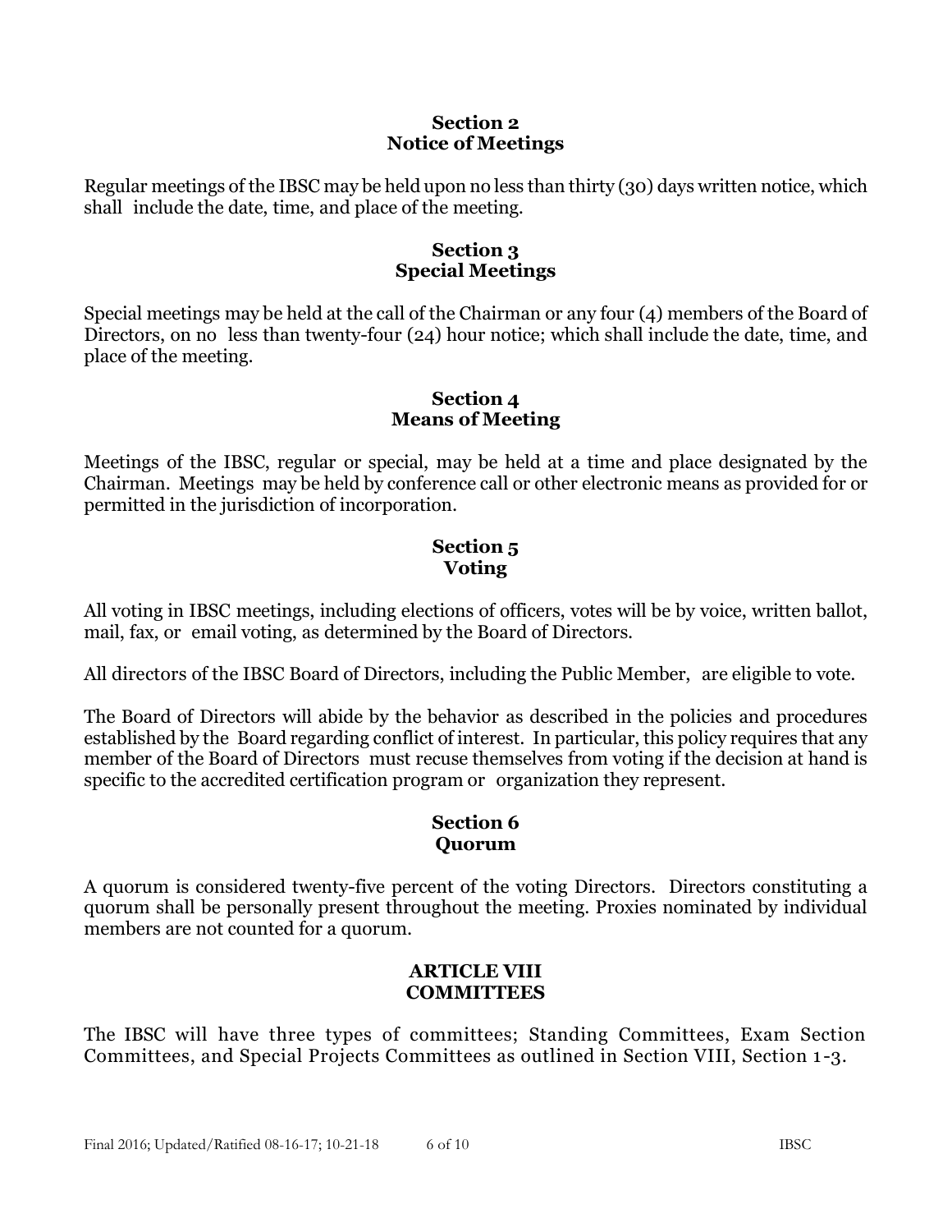### Section 2
### Notice of Meetings

Regular meetings of the IBSC may be held upon no less than thirty (30) days written notice, which shall include the date, time, and place of the meeting.

### Section 3
### Special Meetings

Special meetings may be held at the call of the Chairman or any four (4) members of the Board of Directors, on no less than twenty-four (24) hour notice; which shall include the date, time, and place of the meeting.

### Section 4
### Means of Meeting

Meetings of the IBSC, regular or special, may be held at a time and place designated by the Chairman. Meetings may be held by conference call or other electronic means as provided for or permitted in the jurisdiction of incorporation.

### Section 5
### Voting

All voting in IBSC meetings, including elections of officers, votes will be by voice, written ballot, mail, fax, or email voting, as determined by the Board of Directors.

All directors of the IBSC Board of Directors, including the Public Member, are eligible to vote.

The Board of Directors will abide by the behavior as described in the policies and procedures established by the Board regarding conflict of interest. In particular, this policy requires that any member of the Board of Directors must recuse themselves from voting if the decision at hand is specific to the accredited certification program or organization they represent.

### Section 6
### Quorum

A quorum is considered twenty-five percent of the voting Directors. Directors constituting a quorum shall be personally present throughout the meeting. Proxies nominated by individual members are not counted for a quorum.

## ARTICLE VIII
## COMMITTEES

The IBSC will have three types of committees; Standing Committees, Exam Section Committees, and Special Projects Committees as outlined in Section VIII, Section 1-3.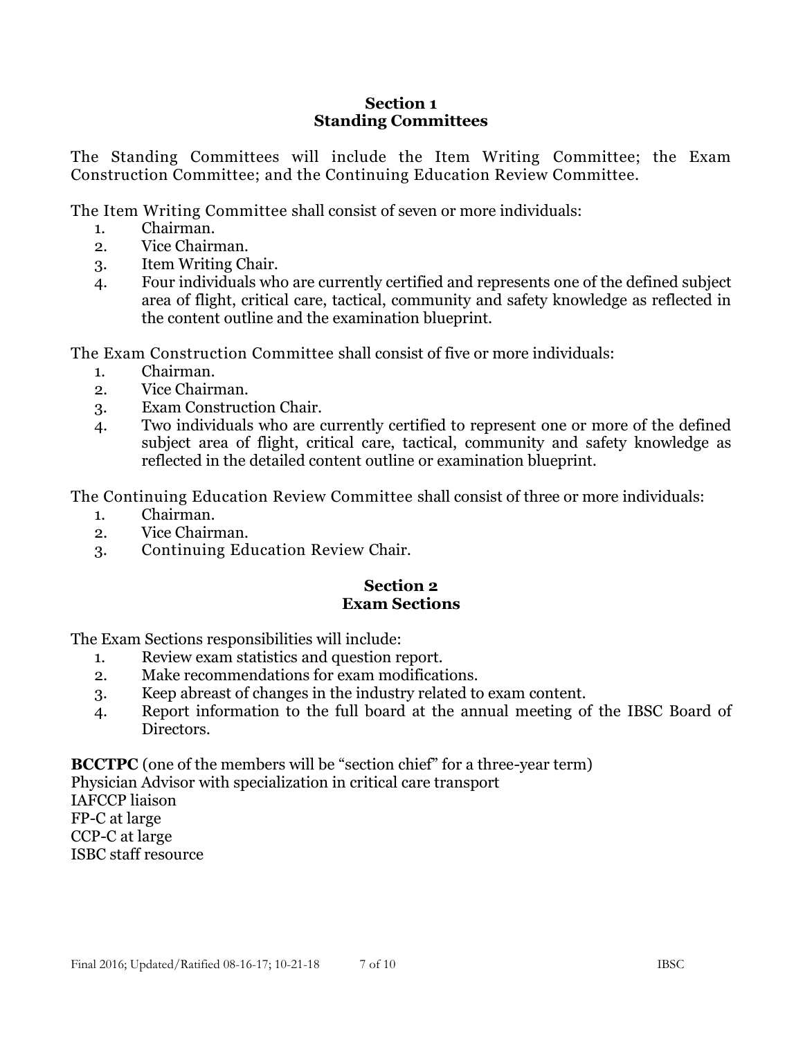## Section 1
## Standing Committees

The Standing Committees will include the Item Writing Committee; the Exam Construction Committee; and the Continuing Education Review Committee.

The Item Writing Committee shall consist of seven or more individuals:

1. Chairman.
2. Vice Chairman.
3. Item Writing Chair.
4. Four individuals who are currently certified and represents one of the defined subject area of flight, critical care, tactical, community and safety knowledge as reflected in the content outline and the examination blueprint.

The Exam Construction Committee shall consist of five or more individuals:

1. Chairman.
2. Vice Chairman.
3. Exam Construction Chair.
4. Two individuals who are currently certified to represent one or more of the defined subject area of flight, critical care, tactical, community and safety knowledge as reflected in the detailed content outline or examination blueprint.

The Continuing Education Review Committee shall consist of three or more individuals:

1. Chairman.
2. Vice Chairman.
3. Continuing Education Review Chair.

## Section 2
## Exam Sections

The Exam Sections responsibilities will include:

1. Review exam statistics and question report.
2. Make recommendations for exam modifications.
3. Keep abreast of changes in the industry related to exam content.
4. Report information to the full board at the annual meeting of the IBSC Board of Directors.

**BCCTPC** (one of the members will be "section chief" for a three-year term)
Physician Advisor with specialization in critical care transport
IAFCCP liaison
FP-C at large
CCP-C at large
ISBC staff resource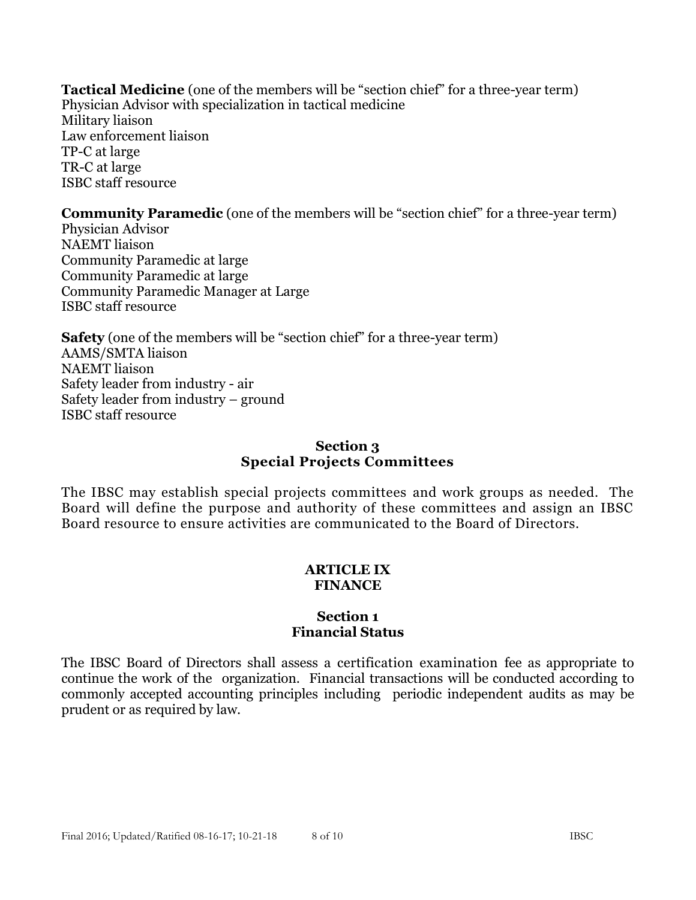**Tactical Medicine** (one of the members will be "section chief" for a three-year term)
Physician Advisor with specialization in tactical medicine
Military liaison
Law enforcement liaison
TP-C at large
TR-C at large
ISBC staff resource

**Community Paramedic** (one of the members will be "section chief" for a three-year term)
Physician Advisor
NAEMT liaison
Community Paramedic at large
Community Paramedic at large
Community Paramedic Manager at Large
ISBC staff resource

**Safety** (one of the members will be "section chief" for a three-year term)
AAMS/SMTA liaison
NAEMT liaison
Safety leader from industry - air
Safety leader from industry – ground
ISBC staff resource

### Section 3
### Special Projects Committees

The IBSC may establish special projects committees and work groups as needed. The Board will define the purpose and authority of these committees and assign an IBSC Board resource to ensure activities are communicated to the Board of Directors.

## ARTICLE IX
## FINANCE

### Section 1
### Financial Status

The IBSC Board of Directors shall assess a certification examination fee as appropriate to continue the work of the organization. Financial transactions will be conducted according to commonly accepted accounting principles including periodic independent audits as may be prudent or as required by law.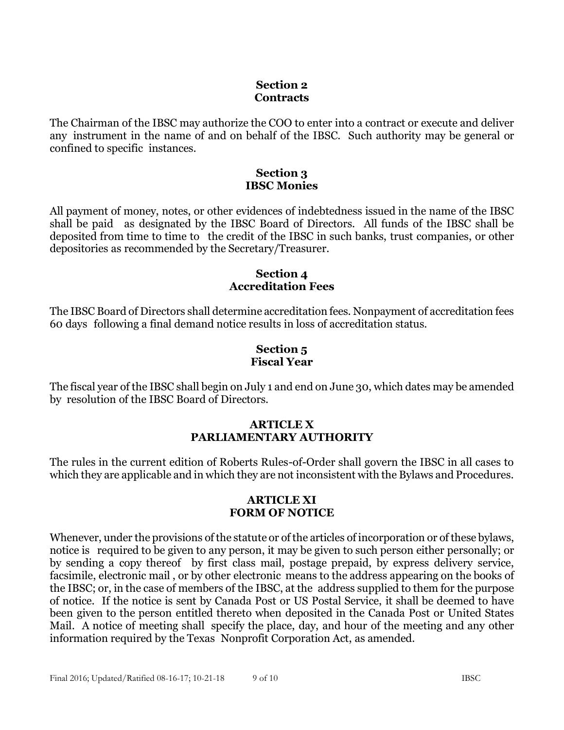### Section 2
### Contracts

The Chairman of the IBSC may authorize the COO to enter into a contract or execute and deliver any instrument in the name of and on behalf of the IBSC. Such authority may be general or confined to specific instances.

### Section 3
### IBSC Monies

All payment of money, notes, or other evidences of indebtedness issued in the name of the IBSC shall be paid as designated by the IBSC Board of Directors. All funds of the IBSC shall be deposited from time to time to the credit of the IBSC in such banks, trust companies, or other depositories as recommended by the Secretary/Treasurer.

### Section 4
### Accreditation Fees

The IBSC Board of Directors shall determine accreditation fees. Nonpayment of accreditation fees 60 days following a final demand notice results in loss of accreditation status.

### Section 5
### Fiscal Year

The fiscal year of the IBSC shall begin on July 1 and end on June 30, which dates may be amended by resolution of the IBSC Board of Directors.

## ARTICLE X
## PARLIAMENTARY AUTHORITY

The rules in the current edition of Roberts Rules-of-Order shall govern the IBSC in all cases to which they are applicable and in which they are not inconsistent with the Bylaws and Procedures.

## ARTICLE XI
## FORM OF NOTICE

Whenever, under the provisions of the statute or of the articles of incorporation or of these bylaws, notice is required to be given to any person, it may be given to such person either personally; or by sending a copy thereof by first class mail, postage prepaid, by express delivery service, facsimile, electronic mail , or by other electronic means to the address appearing on the books of the IBSC; or, in the case of members of the IBSC, at the address supplied to them for the purpose of notice. If the notice is sent by Canada Post or US Postal Service, it shall be deemed to have been given to the person entitled thereto when deposited in the Canada Post or United States Mail. A notice of meeting shall specify the place, day, and hour of the meeting and any other information required by the Texas Nonprofit Corporation Act, as amended.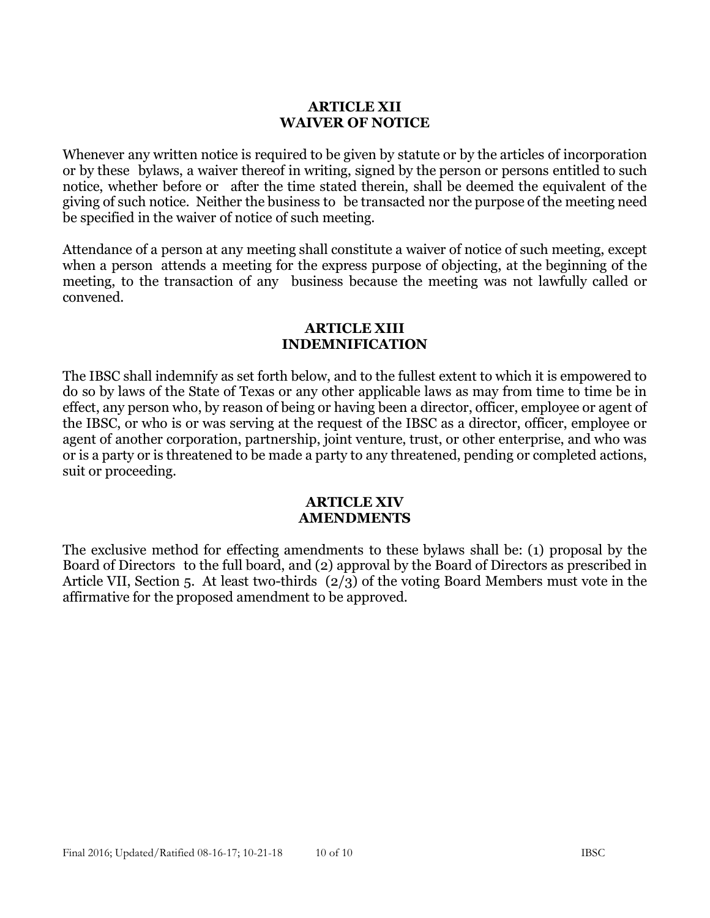## ARTICLE XII
## WAIVER OF NOTICE

Whenever any written notice is required to be given by statute or by the articles of incorporation or by these bylaws, a waiver thereof in writing, signed by the person or persons entitled to such notice, whether before or after the time stated therein, shall be deemed the equivalent of the giving of such notice. Neither the business to be transacted nor the purpose of the meeting need be specified in the waiver of notice of such meeting.

Attendance of a person at any meeting shall constitute a waiver of notice of such meeting, except when a person attends a meeting for the express purpose of objecting, at the beginning of the meeting, to the transaction of any business because the meeting was not lawfully called or convened.

## ARTICLE XIII
## INDEMNIFICATION

The IBSC shall indemnify as set forth below, and to the fullest extent to which it is empowered to do so by laws of the State of Texas or any other applicable laws as may from time to time be in effect, any person who, by reason of being or having been a director, officer, employee or agent of the IBSC, or who is or was serving at the request of the IBSC as a director, officer, employee or agent of another corporation, partnership, joint venture, trust, or other enterprise, and who was or is a party or is threatened to be made a party to any threatened, pending or completed actions, suit or proceeding.

## ARTICLE XIV
## AMENDMENTS

The exclusive method for effecting amendments to these bylaws shall be: (1) proposal by the Board of Directors to the full board, and (2) approval by the Board of Directors as prescribed in Article VII, Section 5. At least two-thirds (2/3) of the voting Board Members must vote in the affirmative for the proposed amendment to be approved.